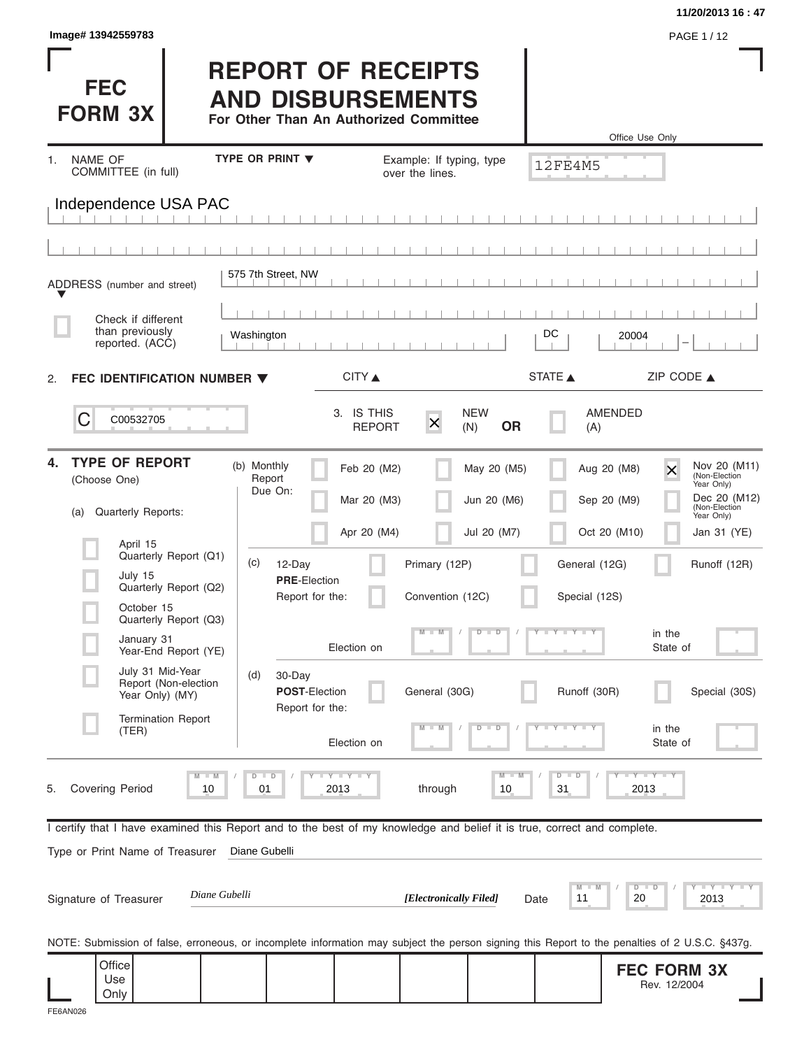11/20/2013 16 : 47

Image# 13942559783

# FEC FORM 3X

# REPORT OF RECEIPTS AND DISBURSEMENTS

**For Other Than An Authorized Committee**

Office Use Only

12FE4M5

1. NAME OF COMMITTEE (in full) — TYPE OR PRINT ▼ — Example: If typing, type over the lines.

Independence USA PAC

ADDRESS (number and street) ▼

575 7th Street, NW

☐ Check if different than previously reported. (ACC)

Washington | DC | 20004

CITY ▲ | STATE ▲ | ZIP CODE ▲

2. **FEC IDENTIFICATION NUMBER ▼**

C C00532705

3. IS THIS REPORT ☒ NEW (N) **OR** ☐ AMENDED (A)

**4. TYPE OF REPORT** (Choose One)

(a) Quarterly Reports:

- ☐ April 15 Quarterly Report (Q1)
- ☐ July 15 Quarterly Report (Q2)
- ☐ October 15 Quarterly Report (Q3)
- ☐ January 31 Year-End Report (YE)
- ☐ July 31 Mid-Year Report (Non-election Year Only) (MY)
- ☐ Termination Report (TER)

(b) Monthly Report Due On:

- ☐ Feb 20 (M2)
- ☐ Mar 20 (M3)
- ☐ Apr 20 (M4)
- ☐ May 20 (M5)
- ☐ Jun 20 (M6)
- ☐ Jul 20 (M7)
- ☐ Aug 20 (M8)
- ☐ Sep 20 (M9)
- ☐ Oct 20 (M10)
- ☒ Nov 20 (M11) (Non-Election Year Only)
- ☐ Dec 20 (M12) (Non-Election Year Only)
- ☐ Jan 31 (YE)

(c) 12-Day **PRE**-Election Report for the:

- ☐ Primary (12P)
- ☐ General (12G)
- ☐ Runoff (12R)
- ☐ Convention (12C)
- ☐ Special (12S)

Election on MM / DD / YYYY in the State of

(d) 30-Day **POST**-Election Report for the:

- ☐ General (30G)
- ☐ Runoff (30R)
- ☐ Special (30S)

Election on MM / DD / YYYY in the State of

5. Covering Period 10 / 01 / 2013 through 10 / 31 / 2013

I certify that I have examined this Report and to the best of my knowledge and belief it is true, correct and complete.

Type or Print Name of Treasurer: Diane Gubelli

Signature of Treasurer: *Diane Gubelli* ***[Electronically Filed]*** Date 11 / 20 / 2013

NOTE: Submission of false, erroneous, or incomplete information may subject the person signing this Report to the penalties of 2 U.S.C. §437g.

Office Use Only

**FEC FORM 3X** Rev. 12/2004

FE6AN026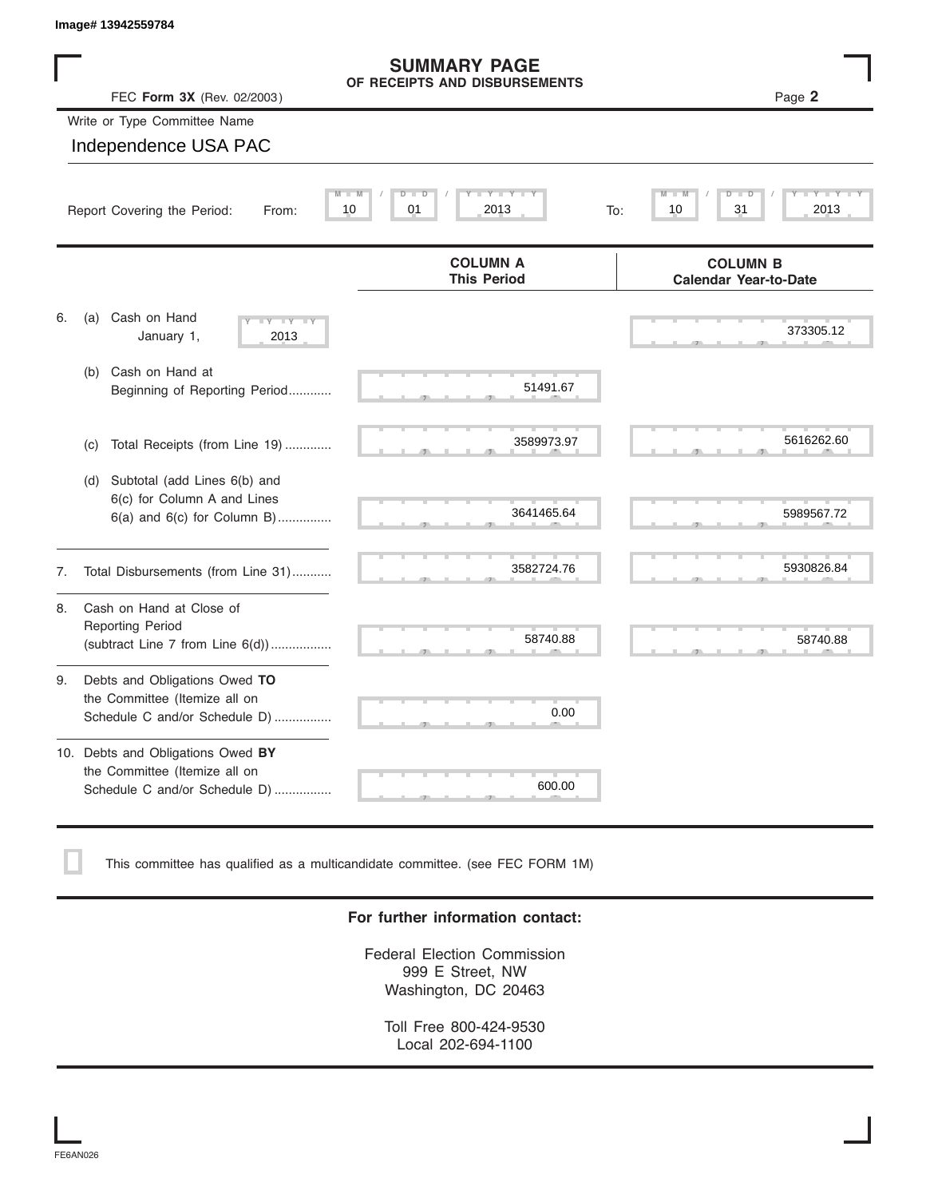Image# 13942559784

# SUMMARY PAGE
## OF RECEIPTS AND DISBURSEMENTS

FEC **Form 3X** (Rev. 02/2003)

Page **2**

Write or Type Committee Name

Independence USA PAC

Report Covering the Period: From: 10 / 01 / 2013 To: 10 / 31 / 2013

| | | COLUMN A<br>This Period | COLUMN B<br>Calendar Year-to-Date |
|---|---|---|---|
| 6. | (a) Cash on Hand January 1, 2013 | | 373305.12 |
| | (b) Cash on Hand at Beginning of Reporting Period............ | 51491.67 | |
| | (c) Total Receipts (from Line 19) ............. | 3589973.97 | 5616262.60 |
| | (d) Subtotal (add Lines 6(b) and 6(c) for Column A and Lines 6(a) and 6(c) for Column B)............... | 3641465.64 | 5989567.72 |
| 7. | Total Disbursements (from Line 31)........... | 3582724.76 | 5930826.84 |
| 8. | Cash on Hand at Close of Reporting Period (subtract Line 7 from Line 6(d)).................. | 58740.88 | 58740.88 |
| 9. | Debts and Obligations Owed **TO** the Committee (Itemize all on Schedule C and/or Schedule D) ................ | 0.00 | |
| 10. | Debts and Obligations Owed **BY** the Committee (Itemize all on Schedule C and/or Schedule D) ................ | 600.00 | |

☐ This committee has qualified as a multicandidate committee. (see FEC FORM 1M)

**For further information contact:**

Federal Election Commission
999 E Street, NW
Washington, DC 20463

Toll Free 800-424-9530
Local 202-694-1100

FE6AN026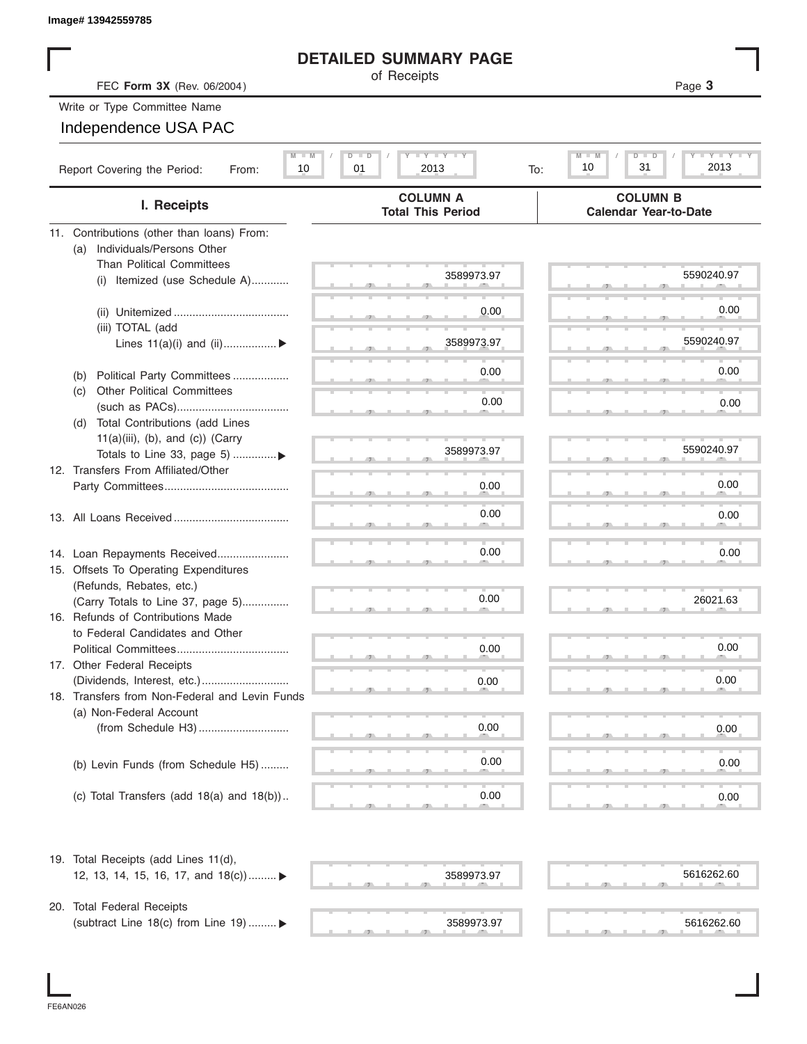Image# 13942559785

# DETAILED SUMMARY PAGE

of Receipts

FEC **Form 3X** (Rev. 06/2004)

Write or Type Committee Name

Independence USA PAC

Report Covering the Period: From: 10 / 01 / 2013 To: 10 / 31 / 2013

| I. Receipts | COLUMN A Total This Period | COLUMN B Calendar Year-to-Date |
|---|---|---|
| 11. Contributions (other than loans) From: | | |
| (a) Individuals/Persons Other Than Political Committees | | |
| (i) Itemized (use Schedule A) | 3589973.97 | 5590240.97 |
| (ii) Unitemized | 0.00 | 0.00 |
| (iii) TOTAL (add Lines 11(a)(i) and (ii)) ▶ | 3589973.97 | 5590240.97 |
| (b) Political Party Committees | 0.00 | 0.00 |
| (c) Other Political Committees (such as PACs) | 0.00 | 0.00 |
| (d) Total Contributions (add Lines 11(a)(iii), (b), and (c)) (Carry Totals to Line 33, page 5) ▶ | 3589973.97 | 5590240.97 |
| 12. Transfers From Affiliated/Other Party Committees | 0.00 | 0.00 |
| 13. All Loans Received | 0.00 | 0.00 |
| 14. Loan Repayments Received | 0.00 | 0.00 |
| 15. Offsets To Operating Expenditures (Refunds, Rebates, etc.) (Carry Totals to Line 37, page 5) | 0.00 | 26021.63 |
| 16. Refunds of Contributions Made to Federal Candidates and Other Political Committees | 0.00 | 0.00 |
| 17. Other Federal Receipts (Dividends, Interest, etc.) | 0.00 | 0.00 |
| 18. Transfers from Non-Federal and Levin Funds | | |
| (a) Non-Federal Account (from Schedule H3) | 0.00 | 0.00 |
| (b) Levin Funds (from Schedule H5) | 0.00 | 0.00 |
| (c) Total Transfers (add 18(a) and 18(b)) | 0.00 | 0.00 |
| 19. Total Receipts (add Lines 11(d), 12, 13, 14, 15, 16, 17, and 18(c)) ▶ | 3589973.97 | 5616262.60 |
| 20. Total Federal Receipts (subtract Line 18(c) from Line 19) ▶ | 3589973.97 | 5616262.60 |

FE6AN026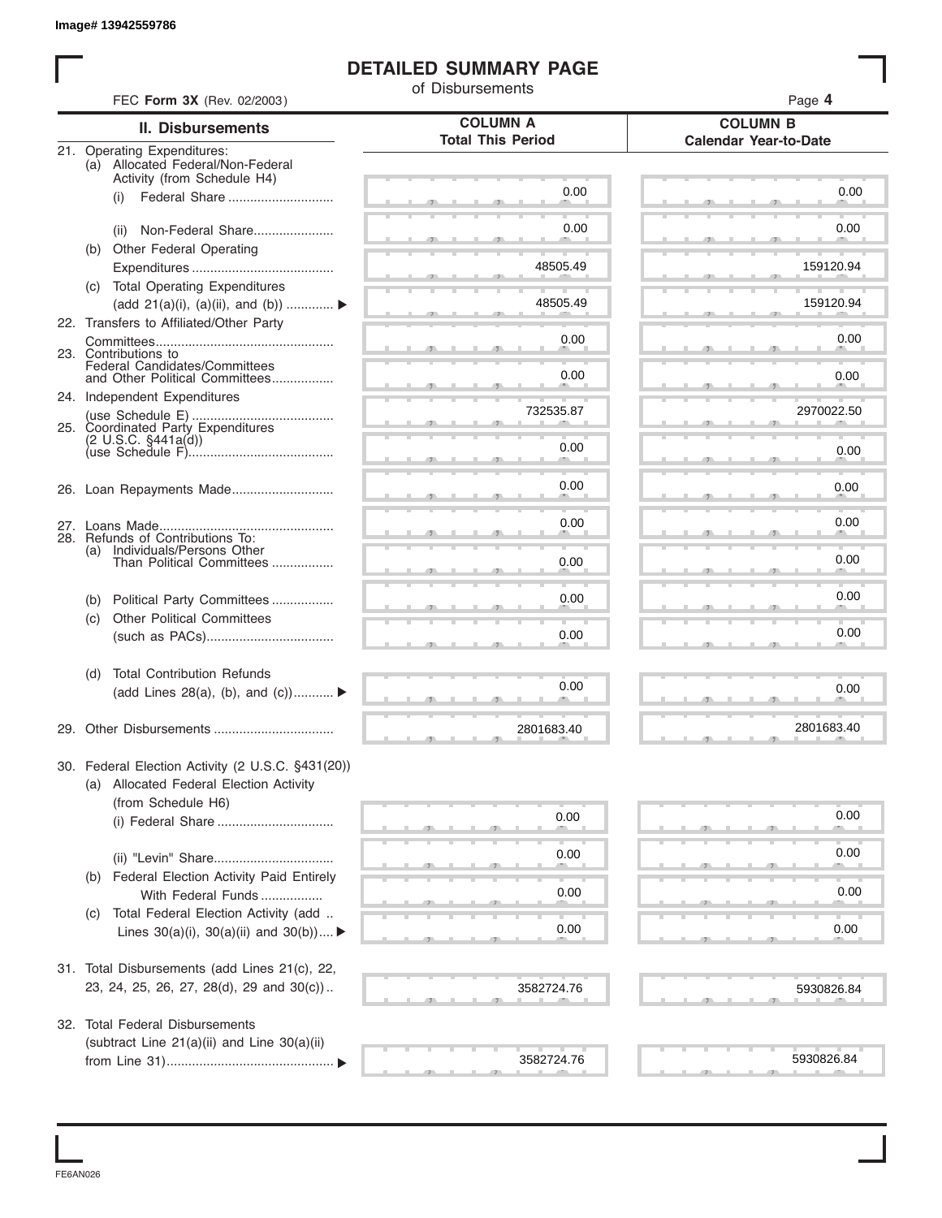Image# 13942559786

# DETAILED SUMMARY PAGE

of Disbursements

FEC **Form 3X** (Rev. 02/2003)

| II. Disbursements | COLUMN A Total This Period | COLUMN B Calendar Year-to-Date |
|---|---|---|
| 21. Operating Expenditures: | | |
| (a) Allocated Federal/Non-Federal Activity (from Schedule H4) | | |
| (i) Federal Share | 0.00 | 0.00 |
| (ii) Non-Federal Share | 0.00 | 0.00 |
| (b) Other Federal Operating Expenditures | 48505.49 | 159120.94 |
| (c) Total Operating Expenditures (add 21(a)(i), (a)(ii), and (b)) ▶ | 48505.49 | 159120.94 |
| 22. Transfers to Affiliated/Other Party Committees | 0.00 | 0.00 |
| 23. Contributions to Federal Candidates/Committees and Other Political Committees | 0.00 | 0.00 |
| 24. Independent Expenditures (use Schedule E) | 732535.87 | 2970022.50 |
| 25. Coordinated Party Expenditures (2 U.S.C. §441a(d)) (use Schedule F) | 0.00 | 0.00 |
| 26. Loan Repayments Made | 0.00 | 0.00 |
| 27. Loans Made | 0.00 | 0.00 |
| 28. Refunds of Contributions To: | | |
| (a) Individuals/Persons Other Than Political Committees | 0.00 | 0.00 |
| (b) Political Party Committees | 0.00 | 0.00 |
| (c) Other Political Committees (such as PACs) | 0.00 | 0.00 |
| (d) Total Contribution Refunds (add Lines 28(a), (b), and (c)) ▶ | 0.00 | 0.00 |
| 29. Other Disbursements | 2801683.40 | 2801683.40 |
| 30. Federal Election Activity (2 U.S.C. §431(20)) | | |
| (a) Allocated Federal Election Activity (from Schedule H6) | | |
| (i) Federal Share | 0.00 | 0.00 |
| (ii) "Levin" Share | 0.00 | 0.00 |
| (b) Federal Election Activity Paid Entirely With Federal Funds | 0.00 | 0.00 |
| (c) Total Federal Election Activity (add Lines 30(a)(i), 30(a)(ii) and 30(b)) ▶ | 0.00 | 0.00 |
| 31. Total Disbursements (add Lines 21(c), 22, 23, 24, 25, 26, 27, 28(d), 29 and 30(c)) | 3582724.76 | 5930826.84 |
| 32. Total Federal Disbursements (subtract Line 21(a)(ii) and Line 30(a)(ii) from Line 31) ▶ | 3582724.76 | 5930826.84 |

FE6AN026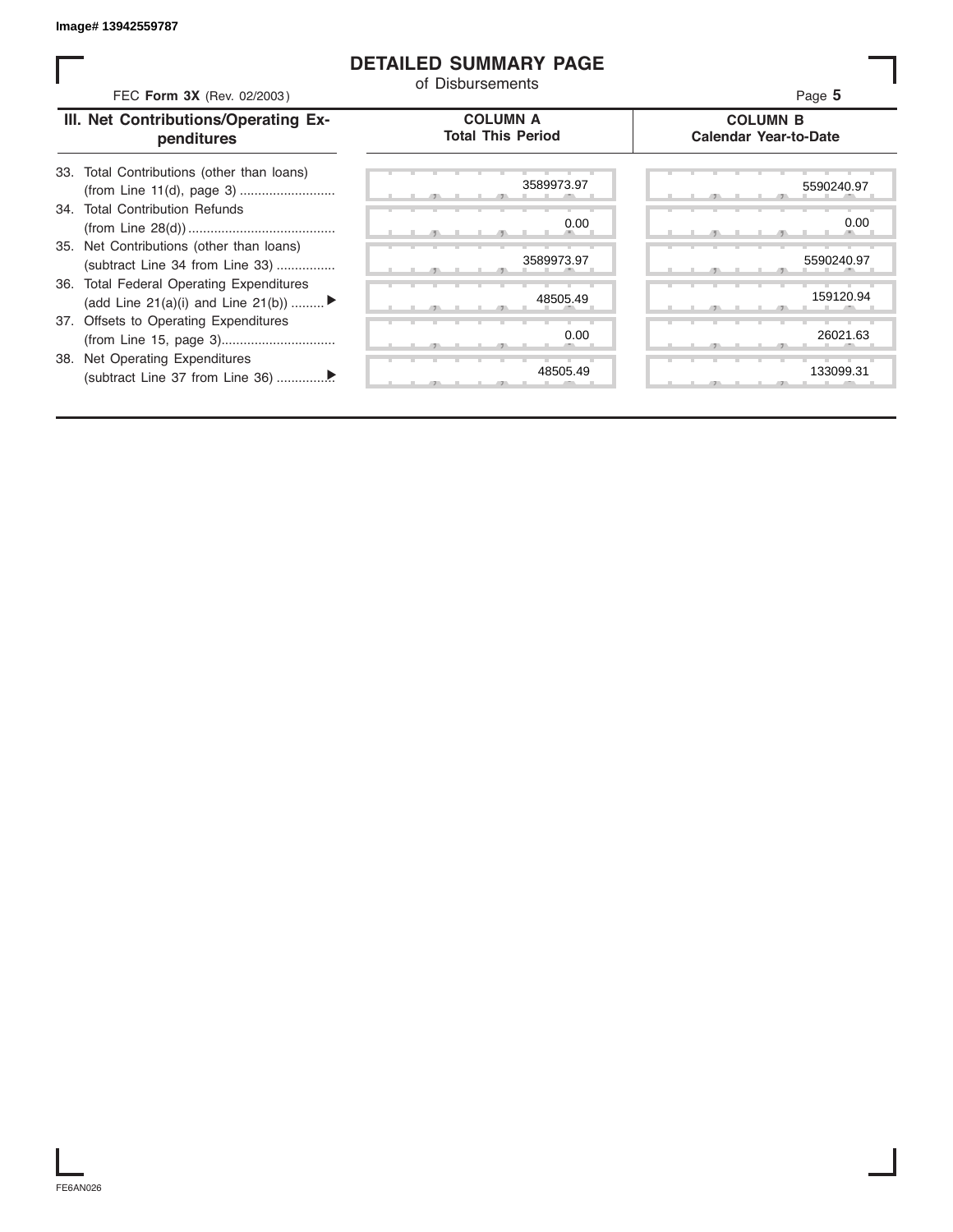# DETAILED SUMMARY PAGE

of Disbursements

FEC **Form 3X** (Rev. 02/2003)

| III. Net Contributions/Operating Expenditures | COLUMN A Total This Period | COLUMN B Calendar Year-to-Date |
|---|---|---|
| 33. Total Contributions (other than loans) (from Line 11(d), page 3) .......................... | 3589973.97 | 5590240.97 |
| 34. Total Contribution Refunds (from Line 28(d)) ........................................ | 0.00 | 0.00 |
| 35. Net Contributions (other than loans) (subtract Line 34 from Line 33) ................ | 3589973.97 | 5590240.97 |
| 36. Total Federal Operating Expenditures (add Line 21(a)(i) and Line 21(b)) ......... ▶ | 48505.49 | 159120.94 |
| 37. Offsets to Operating Expenditures (from Line 15, page 3)............................... | 0.00 | 26021.63 |
| 38. Net Operating Expenditures (subtract Line 37 from Line 36) ...............▶ | 48505.49 | 133099.31 |

FE6AN026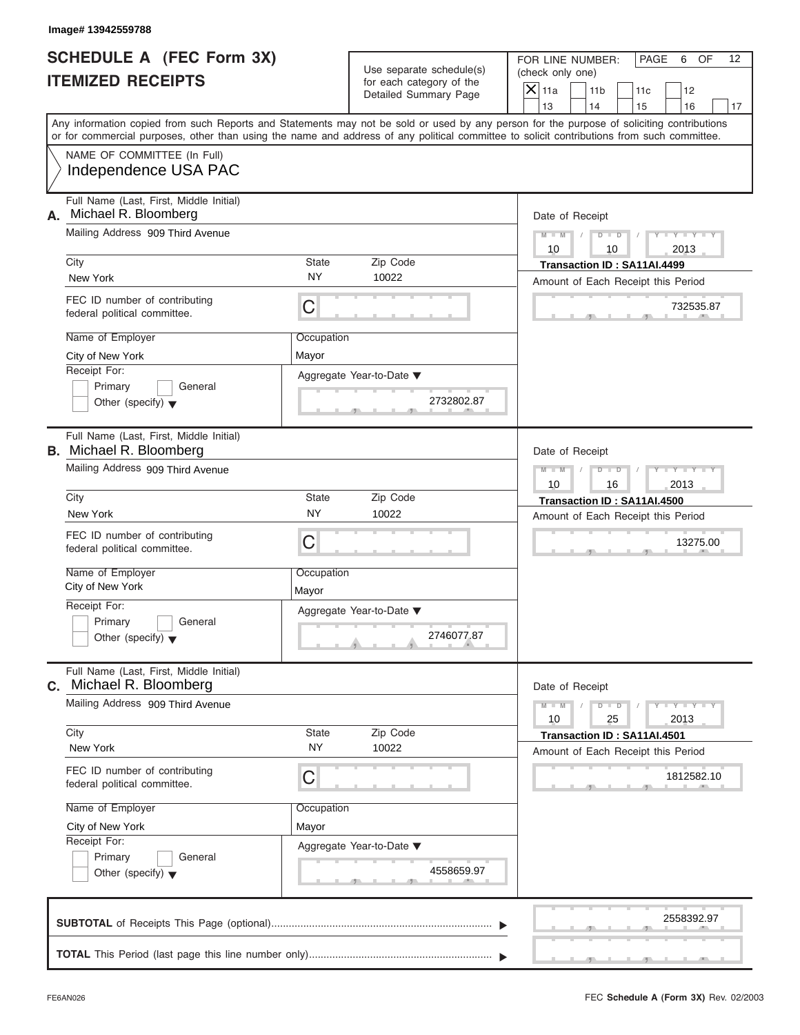Image# 13942559788

# SCHEDULE A (FEC Form 3X) ITEMIZED RECEIPTS

Use separate schedule(s) for each category of the Detailed Summary Page

FOR LINE NUMBER: (check only one)

- [X] 11a
- [ ] 11b
- [ ] 11c
- [ ] 12
- [ ] 13
- [ ] 14
- [ ] 15
- [ ] 16
- [ ] 17

PAGE 6 OF 12

Any information copied from such Reports and Statements may not be sold or used by any person for the purpose of soliciting contributions or for commercial purposes, other than using the name and address of any political committee to solicit contributions from such committee.

NAME OF COMMITTEE (In Full)
Independence USA PAC

---

**A.** Full Name (Last, First, Middle Initial): Michael R. Bloomberg

Mailing Address: 909 Third Avenue

City: New York | State: NY | Zip Code: 10022

FEC ID number of contributing federal political committee: C

Name of Employer: City of New York | Occupation: Mayor

Receipt For: [ ] Primary [ ] General [ ] Other (specify)

Aggregate Year-to-Date: 2732802.87

Date of Receipt: 10 / 10 / 2013

Transaction ID : SA11AI.4499

Amount of Each Receipt this Period: 732535.87

---

**B.** Full Name (Last, First, Middle Initial): Michael R. Bloomberg

Mailing Address: 909 Third Avenue

City: New York | State: NY | Zip Code: 10022

FEC ID number of contributing federal political committee: C

Name of Employer: City of New York | Occupation: Mayor

Receipt For: [ ] Primary [ ] General [ ] Other (specify)

Aggregate Year-to-Date: 2746077.87

Date of Receipt: 10 / 16 / 2013

Transaction ID : SA11AI.4500

Amount of Each Receipt this Period: 13275.00

---

**C.** Full Name (Last, First, Middle Initial): Michael R. Bloomberg

Mailing Address: 909 Third Avenue

City: New York | State: NY | Zip Code: 10022

FEC ID number of contributing federal political committee: C

Name of Employer: City of New York | Occupation: Mayor

Receipt For: [ ] Primary [ ] General [ ] Other (specify)

Aggregate Year-to-Date: 4558659.97

Date of Receipt: 10 / 25 / 2013

Transaction ID : SA11AI.4501

Amount of Each Receipt this Period: 1812582.10

---

**SUBTOTAL** of Receipts This Page (optional): 2558392.97

**TOTAL** This Period (last page this line number only):

FE6AN026

FEC **Schedule A** (Form 3X) Rev. 02/2003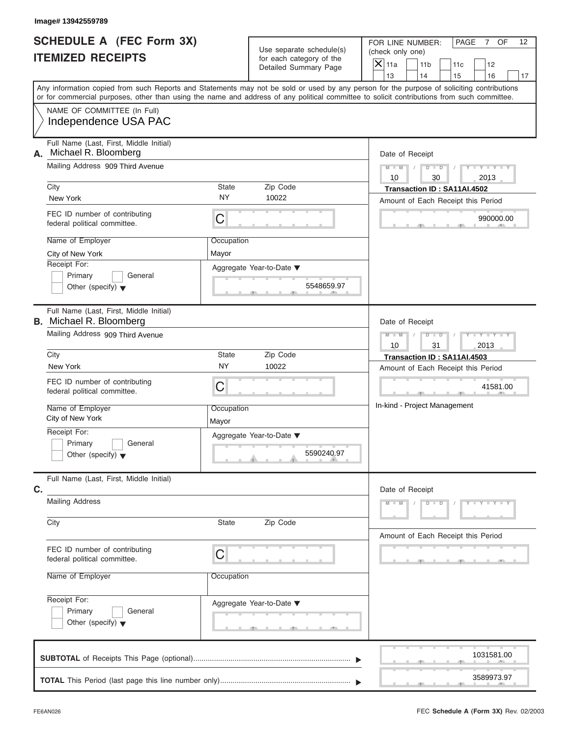Image# 13942559789

# SCHEDULE A (FEC Form 3X)
# ITEMIZED RECEIPTS

Use separate schedule(s) for each category of the Detailed Summary Page

FOR LINE NUMBER: (check only one)

- [X] 11a
- [ ] 11b
- [ ] 11c
- [ ] 12
- [ ] 13
- [ ] 14
- [ ] 15
- [ ] 16
- [ ] 17

PAGE 7 OF 12

Any information copied from such Reports and Statements may not be sold or used by any person for the purpose of soliciting contributions or for commercial purposes, other than using the name and address of any political committee to solicit contributions from such committee.

NAME OF COMMITTEE (In Full)
Independence USA PAC

---

**A.** Full Name (Last, First, Middle Initial): Michael R. Bloomberg

Mailing Address: 909 Third Avenue

City: New York | State: NY | Zip Code: 10022

FEC ID number of contributing federal political committee: C

Name of Employer: City of New York | Occupation: Mayor

Receipt For: Primary / General / Other (specify)

Aggregate Year-to-Date: 5548659.97

Date of Receipt: 10 / 30 / 2013

Transaction ID : SA11AI.4502

Amount of Each Receipt this Period: 990000.00

---

**B.** Full Name (Last, First, Middle Initial): Michael R. Bloomberg

Mailing Address: 909 Third Avenue

City: New York | State: NY | Zip Code: 10022

FEC ID number of contributing federal political committee: C

Name of Employer: City of New York | Occupation: Mayor

Receipt For: Primary / General / Other (specify)

Aggregate Year-to-Date: 5590240.97

Date of Receipt: 10 / 31 / 2013

Transaction ID : SA11AI.4503

Amount of Each Receipt this Period: 41581.00

In-kind - Project Management

---

**C.** Full Name (Last, First, Middle Initial):

Mailing Address:

City: | State: | Zip Code:

FEC ID number of contributing federal political committee: C

Name of Employer: | Occupation:

Receipt For: Primary / General / Other (specify)

Aggregate Year-to-Date:

Date of Receipt:

Amount of Each Receipt this Period:

---

**SUBTOTAL** of Receipts This Page (optional): 1031581.00

**TOTAL** This Period (last page this line number only): 3589973.97

FE6AN026 FEC **Schedule A** (**Form 3X**) Rev. 02/2003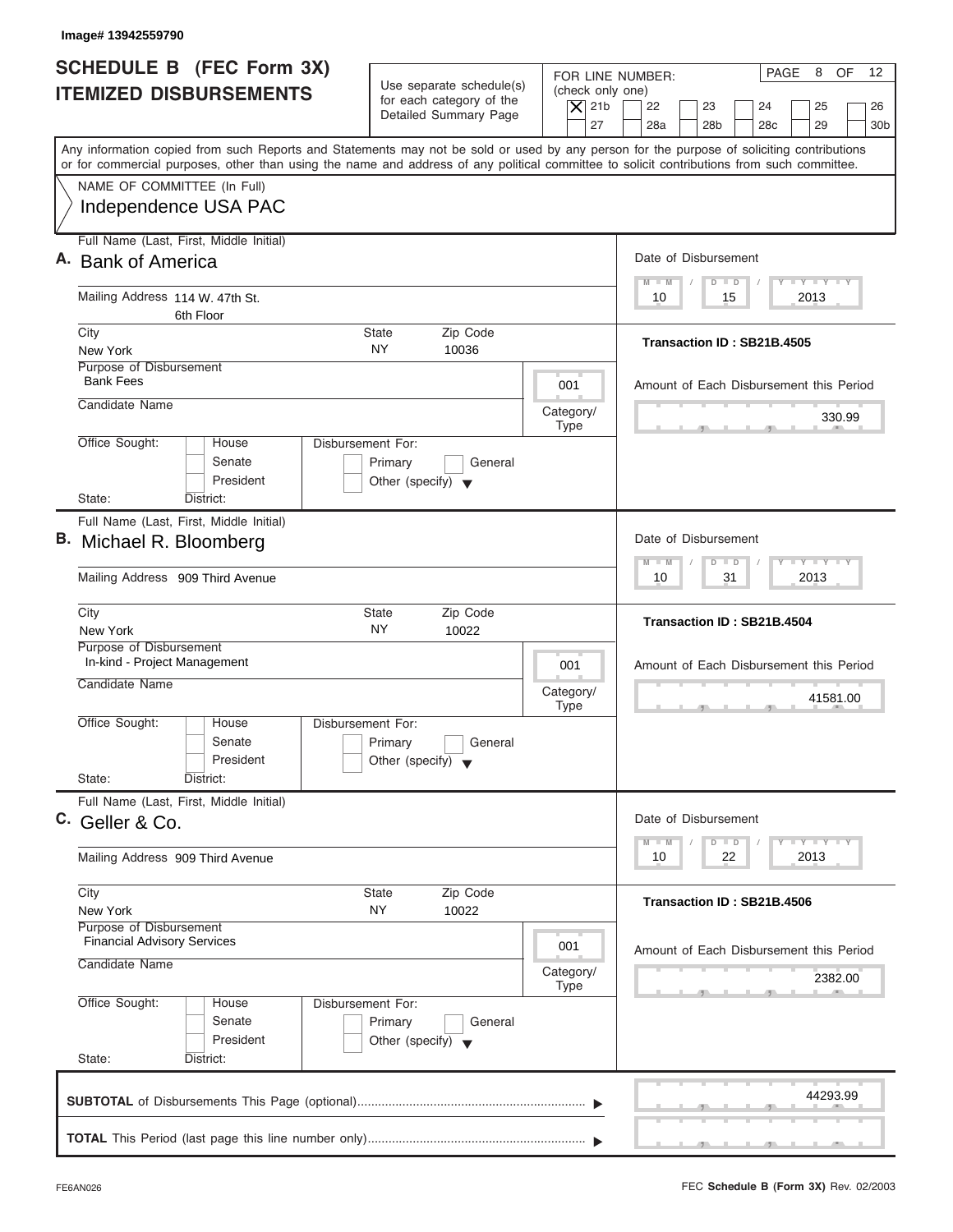Image# 13942559790

# SCHEDULE B (FEC Form 3X)
# ITEMIZED DISBURSEMENTS

Use separate schedule(s) for each category of the Detailed Summary Page

FOR LINE NUMBER: (check only one)
[X] 21b [ ] 22 [ ] 23 [ ] 24 [ ] 25 [ ] 26 [ ] 27 [ ] 28a [ ] 28b [ ] 28c [ ] 29 [ ] 30b

PAGE 8 OF 12

Any information copied from such Reports and Statements may not be sold or used by any person for the purpose of soliciting contributions or for commercial purposes, other than using the name and address of any political committee to solicit contributions from such committee.

NAME OF COMMITTEE (In Full)
Independence USA PAC

---

**A.** Full Name (Last, First, Middle Initial): Bank of America

Mailing Address: 114 W. 47th St. 6th Floor

City: New York | State: NY | Zip Code: 10036

Purpose of Disbursement: Bank Fees

Category/Type: 001

Candidate Name:

Office Sought: [ ] House [ ] Senate [ ] President

State: District:

Disbursement For: [ ] Primary [ ] General [ ] Other (specify)

Date of Disbursement: 10 / 15 / 2013

Transaction ID : SB21B.4505

Amount of Each Disbursement this Period: 330.99

---

**B.** Full Name (Last, First, Middle Initial): Michael R. Bloomberg

Mailing Address: 909 Third Avenue

City: New York | State: NY | Zip Code: 10022

Purpose of Disbursement: In-kind - Project Management

Category/Type: 001

Candidate Name:

Office Sought: [ ] House [ ] Senate [ ] President

State: District:

Disbursement For: [ ] Primary [ ] General [ ] Other (specify)

Date of Disbursement: 10 / 31 / 2013

Transaction ID : SB21B.4504

Amount of Each Disbursement this Period: 41581.00

---

**C.** Full Name (Last, First, Middle Initial): Geller & Co.

Mailing Address: 909 Third Avenue

City: New York | State: NY | Zip Code: 10022

Purpose of Disbursement: Financial Advisory Services

Category/Type: 001

Candidate Name:

Office Sought: [ ] House [ ] Senate [ ] President

State: District:

Disbursement For: [ ] Primary [ ] General [ ] Other (specify)

Date of Disbursement: 10 / 22 / 2013

Transaction ID : SB21B.4506

Amount of Each Disbursement this Period: 2382.00

---

**SUBTOTAL** of Disbursements This Page (optional): 44293.99

**TOTAL** This Period (last page this line number only):

FE6AN026

FEC **Schedule B (Form 3X)** Rev. 02/2003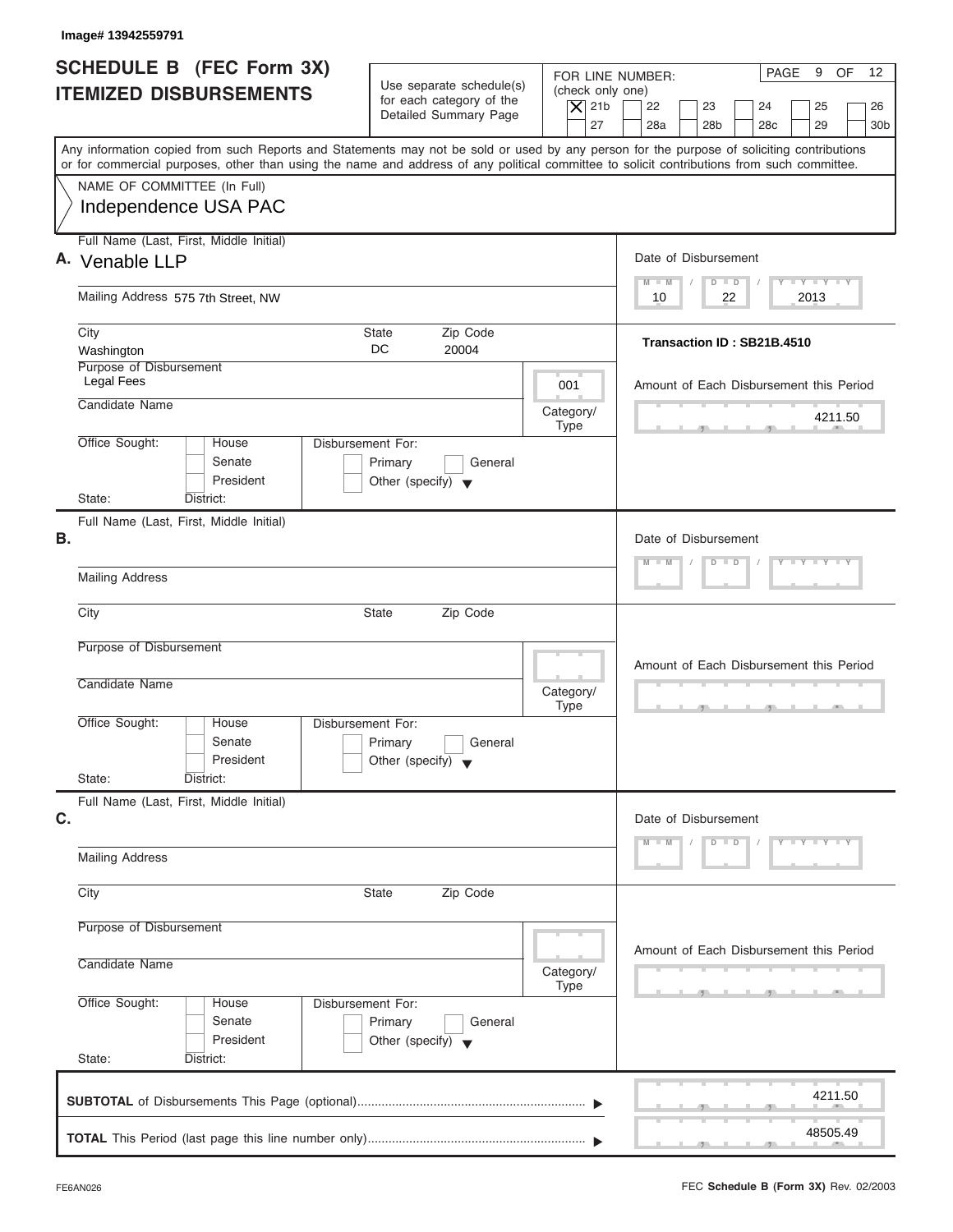Image# 13942559791

# SCHEDULE B (FEC Form 3X) ITEMIZED DISBURSEMENTS

Use separate schedule(s) for each category of the Detailed Summary Page

FOR LINE NUMBER: (check only one)

- [X] 21b
- [ ] 22
- [ ] 23
- [ ] 24
- [ ] 25
- [ ] 26
- [ ] 27
- [ ] 28a
- [ ] 28b
- [ ] 28c
- [ ] 29
- [ ] 30b

PAGE 9 OF 12

Any information copied from such Reports and Statements may not be sold or used by any person for the purpose of soliciting contributions or for commercial purposes, other than using the name and address of any political committee to solicit contributions from such committee.

NAME OF COMMITTEE (In Full)
Independence USA PAC

**A.** Full Name (Last, First, Middle Initial): Venable LLP

Mailing Address: 575 7th Street, NW

City: Washington | State: DC | Zip Code: 20004

Purpose of Disbursement: Legal Fees

Category/Type: 001

Candidate Name:

Office Sought: House / Senate / President
State: District:

Disbursement For: Primary / General / Other (specify)

Date of Disbursement: 10 / 22 / 2013

Transaction ID : SB21B.4510

Amount of Each Disbursement this Period: 4211.50

**B.** Full Name (Last, First, Middle Initial):

Mailing Address:

City: State: Zip Code:

Purpose of Disbursement:

Candidate Name: Category/Type:

Office Sought: House / Senate / President
State: District:

Disbursement For: Primary / General / Other (specify)

Date of Disbursement:

Amount of Each Disbursement this Period:

**C.** Full Name (Last, First, Middle Initial):

Mailing Address:

City: State: Zip Code:

Purpose of Disbursement:

Candidate Name: Category/Type:

Office Sought: House / Senate / President
State: District:

Disbursement For: Primary / General / Other (specify)

Date of Disbursement:

Amount of Each Disbursement this Period:

**SUBTOTAL** of Disbursements This Page (optional) ▶ 4211.50

**TOTAL** This Period (last page this line number only) ▶ 48505.49

FE6AN026

FEC **Schedule B (Form 3X)** Rev. 02/2003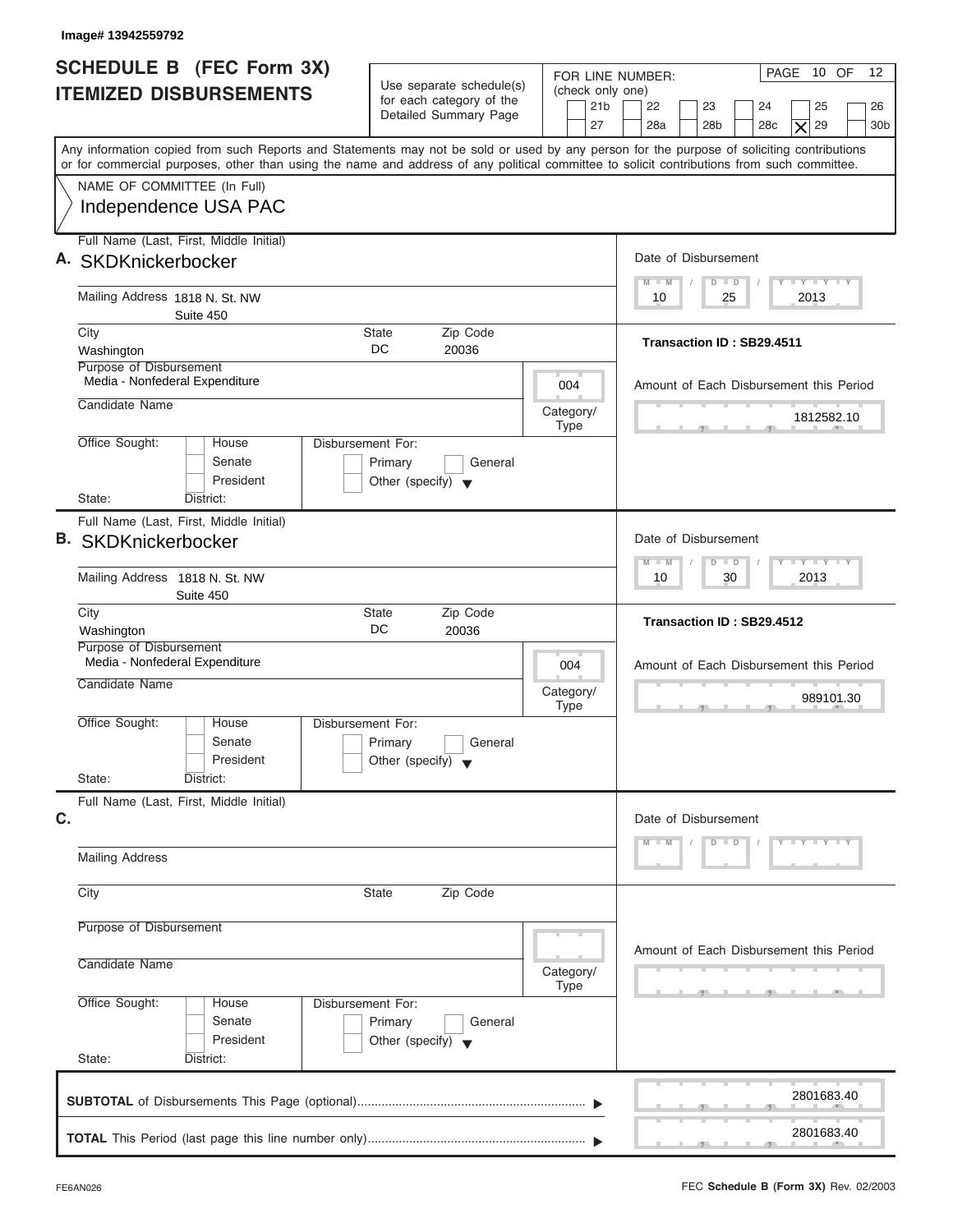Image# 13942559792

# SCHEDULE B (FEC Form 3X) ITEMIZED DISBURSEMENTS

Use separate schedule(s) for each category of the Detailed Summary Page

FOR LINE NUMBER: (check only one)

21b | 22 | 23 | 24 | 25 | 26 | 27 | 28a | 28b | 28c | [X] 29 | 30b

PAGE 10 OF 12

Any information copied from such Reports and Statements may not be sold or used by any person for the purpose of soliciting contributions or for commercial purposes, other than using the name and address of any political committee to solicit contributions from such committee.

NAME OF COMMITTEE (In Full)
Independence USA PAC

---

**A.** Full Name (Last, First, Middle Initial): SKDKnickerbocker

Mailing Address: 1818 N. St. NW, Suite 450

City: Washington | State: DC | Zip Code: 20036

Purpose of Disbursement: Media - Nonfederal Expenditure

Category/Type: 004

Candidate Name:

Office Sought: House / Senate / President

Disbursement For: Primary / General / Other (specify)

State: District:

Date of Disbursement: 10 / 25 / 2013

Transaction ID : SB29.4511

Amount of Each Disbursement this Period: 1812582.10

---

**B.** Full Name (Last, First, Middle Initial): SKDKnickerbocker

Mailing Address: 1818 N. St. NW, Suite 450

City: Washington | State: DC | Zip Code: 20036

Purpose of Disbursement: Media - Nonfederal Expenditure

Category/Type: 004

Candidate Name:

Office Sought: House / Senate / President

Disbursement For: Primary / General / Other (specify)

State: District:

Date of Disbursement: 10 / 30 / 2013

Transaction ID : SB29.4512

Amount of Each Disbursement this Period: 989101.30

---

**C.** Full Name (Last, First, Middle Initial):

Mailing Address:

City: | State: | Zip Code:

Purpose of Disbursement:

Category/Type:

Candidate Name:

Office Sought: House / Senate / President

Disbursement For: Primary / General / Other (specify)

State: District:

Date of Disbursement:

Amount of Each Disbursement this Period:

---

**SUBTOTAL** of Disbursements This Page (optional): 2801683.40

**TOTAL** This Period (last page this line number only): 2801683.40

FE6AN026 — FEC **Schedule B (Form 3X)** Rev. 02/2003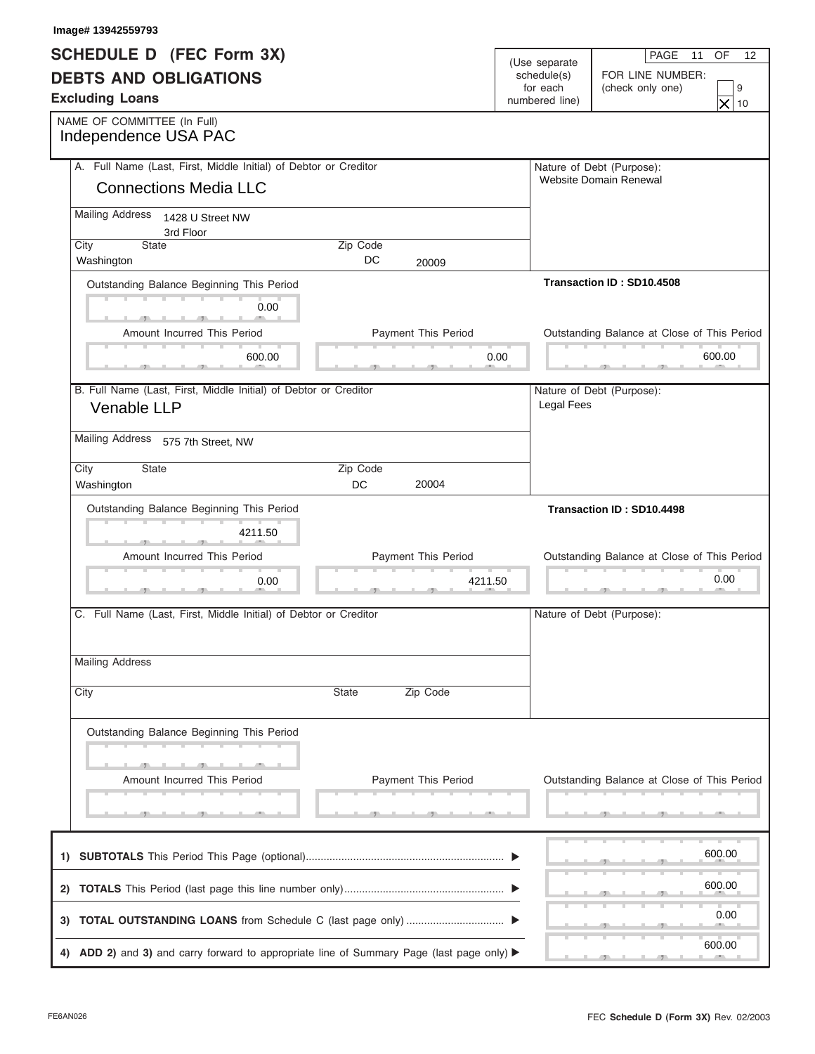Image# 13942559793

# SCHEDULE D (FEC Form 3X)
## DEBTS AND OBLIGATIONS
**Excluding Loans**

(Use separate schedule(s) for each numbered line)

FOR LINE NUMBER: (check only one)
- [ ] 9
- [X] 10

NAME OF COMMITTEE (In Full)
Independence USA PAC

---

**A.** Full Name (Last, First, Middle Initial) of Debtor or Creditor
Connections Media LLC

Mailing Address: 1428 U Street NW
3rd Floor

| City | State | Zip Code |
|---|---|---|
| Washington | DC | 20009 |

Nature of Debt (Purpose): Website Domain Renewal

Transaction ID : SD10.4508

| Outstanding Balance Beginning This Period | Amount Incurred This Period | Payment This Period | Outstanding Balance at Close of This Period |
|---|---|---|---|
| 0.00 | 600.00 | 0.00 | 600.00 |

---

**B.** Full Name (Last, First, Middle Initial) of Debtor or Creditor
Venable LLP

Mailing Address: 575 7th Street, NW

| City | State | Zip Code |
|---|---|---|
| Washington | DC | 20004 |

Nature of Debt (Purpose): Legal Fees

Transaction ID : SD10.4498

| Outstanding Balance Beginning This Period | Amount Incurred This Period | Payment This Period | Outstanding Balance at Close of This Period |
|---|---|---|---|
| 4211.50 | 0.00 | 4211.50 | 0.00 |

---

**C.** Full Name (Last, First, Middle Initial) of Debtor or Creditor

Mailing Address

| City | State | Zip Code |
|---|---|---|
| | | |

Nature of Debt (Purpose):

| Outstanding Balance Beginning This Period | Amount Incurred This Period | Payment This Period | Outstanding Balance at Close of This Period |
|---|---|---|---|
| | | | |

---

| | |
|---|---|
| 1) **SUBTOTALS** This Period This Page (optional) | 600.00 |
| 2) **TOTALS** This Period (last page this line number only) | 600.00 |
| 3) **TOTAL OUTSTANDING LOANS** from Schedule C (last page only) | 0.00 |
| 4) **ADD 2)** and **3)** and carry forward to appropriate line of Summary Page (last page only) | 600.00 |

FE6AN026

FEC **Schedule D (Form 3X)** Rev. 02/2003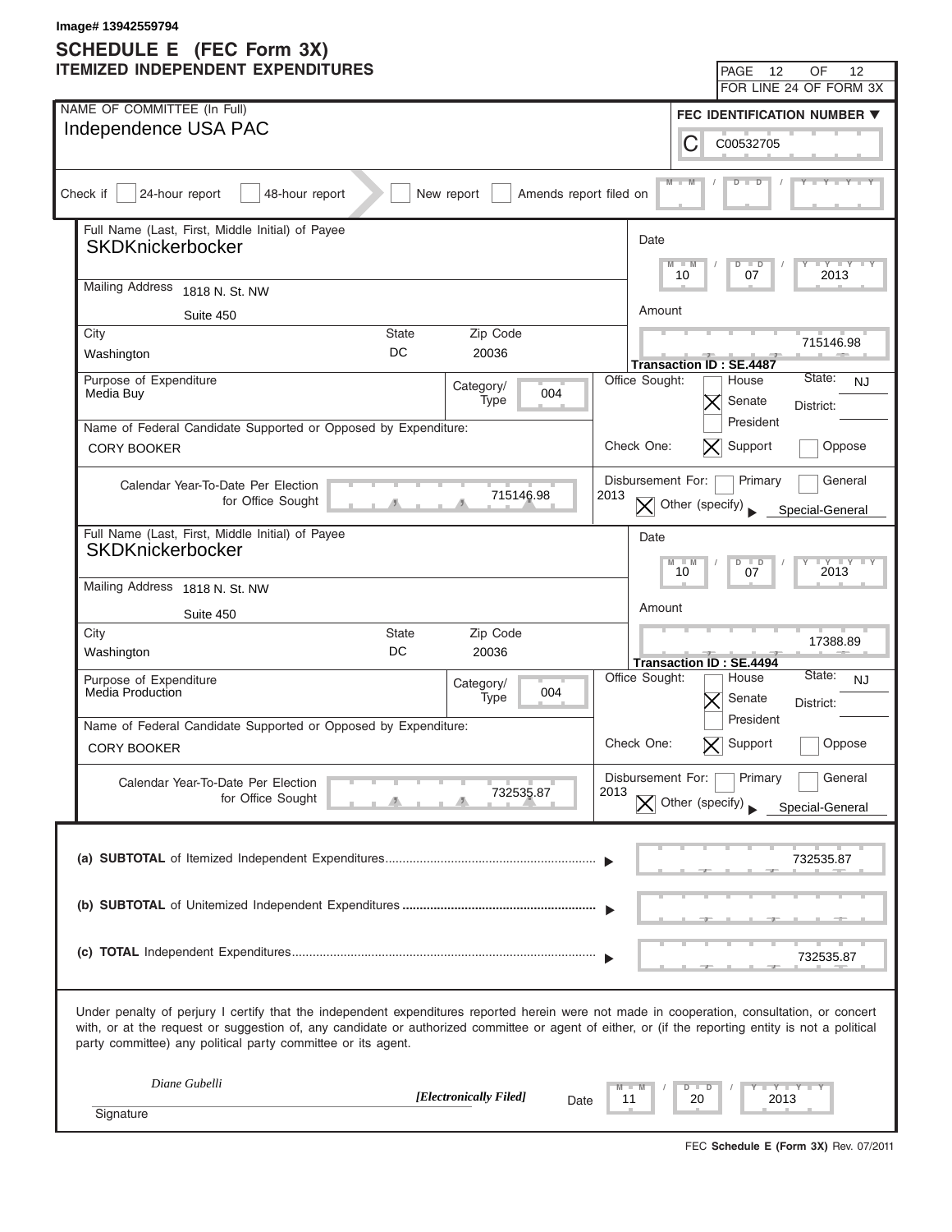Image# 13942559794

# SCHEDULE E (FEC Form 3X)
## ITEMIZED INDEPENDENT EXPENDITURES

PAGE 12 OF 12
FOR LINE 24 OF FORM 3X

NAME OF COMMITTEE (In Full)
Independence USA PAC

FEC IDENTIFICATION NUMBER
C00532705

Check if [ ] 24-hour report [ ] 48-hour report [ ] New report [ ] Amends report filed on M M / D D / Y Y Y Y

---

Full Name (Last, First, Middle Initial) of Payee
**SKDKnickerbocker**

Mailing Address 1818 N. St. NW
Suite 450

City: Washington | State: DC | Zip Code: 20036

Date: 10 / 07 / 2013

Amount: 715146.98

Transaction ID : SE.4487

Purpose of Expenditure: Media Buy
Category/Type: 004

Office Sought: [ ] House [X] Senate [ ] President
State: NJ District:

Name of Federal Candidate Supported or Opposed by Expenditure:
CORY BOOKER

Check One: [X] Support [ ] Oppose

Calendar Year-To-Date Per Election for Office Sought: 715146.98

Disbursement For: [ ] Primary [ ] General
2013 [X] Other (specify) Special-General

---

Full Name (Last, First, Middle Initial) of Payee
**SKDKnickerbocker**

Mailing Address 1818 N. St. NW
Suite 450

City: Washington | State: DC | Zip Code: 20036

Date: 10 / 07 / 2013

Amount: 17388.89

Transaction ID : SE.4494

Purpose of Expenditure: Media Production
Category/Type: 004

Office Sought: [ ] House [X] Senate [ ] President
State: NJ District:

Name of Federal Candidate Supported or Opposed by Expenditure:
CORY BOOKER

Check One: [X] Support [ ] Oppose

Calendar Year-To-Date Per Election for Office Sought: 732535.87

Disbursement For: [ ] Primary [ ] General
2013 [X] Other (specify) Special-General

---

**(a) SUBTOTAL** of Itemized Independent Expenditures: 732535.87

**(b) SUBTOTAL** of Unitemized Independent Expenditures:

**(c) TOTAL** Independent Expenditures: 732535.87

Under penalty of perjury I certify that the independent expenditures reported herein were not made in cooperation, consultation, or concert with, or at the request or suggestion of, any candidate or authorized committee or agent of either, or (if the reporting entity is not a political party committee) any political party committee or its agent.

*Diane Gubelli* *[Electronically Filed]*
Signature

Date: 11 / 20 / 2013

FEC **Schedule E (Form 3X)** Rev. 07/2011